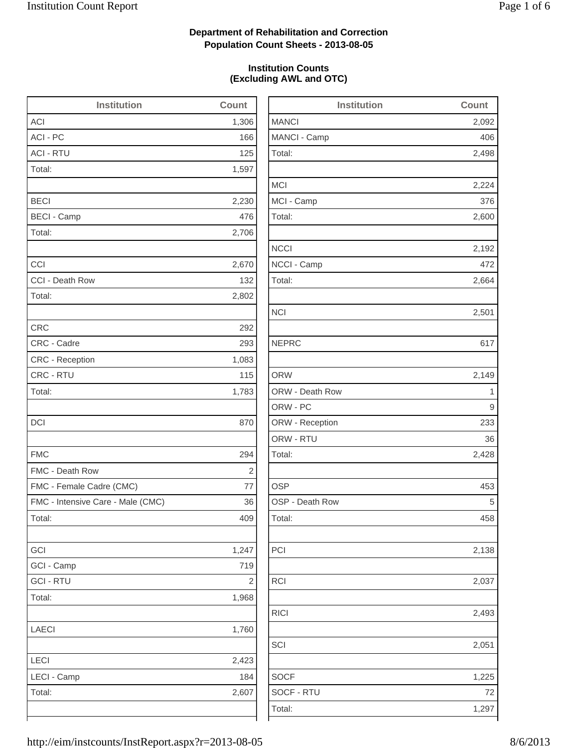**Department of Rehabilitation and Correction**
**Population Count Sheets - 2013-08-05**

**Institution Counts**
**(Excluding AWL and OTC)**

| Institution | Count |
|---|---|
| ACI | 1,306 |
| ACI - PC | 166 |
| ACI - RTU | 125 |
| Total: | 1,597 |
| | |
| BECI | 2,230 |
| BECI - Camp | 476 |
| Total: | 2,706 |
| | |
| CCI | 2,670 |
| CCI - Death Row | 132 |
| Total: | 2,802 |
| | |
| CRC | 292 |
| CRC - Cadre | 293 |
| CRC - Reception | 1,083 |
| CRC - RTU | 115 |
| Total: | 1,783 |
| | |
| DCI | 870 |
| | |
| FMC | 294 |
| FMC - Death Row | 2 |
| FMC - Female Cadre (CMC) | 77 |
| FMC - Intensive Care - Male (CMC) | 36 |
| Total: | 409 |
| | |
| GCI | 1,247 |
| GCI - Camp | 719 |
| GCI - RTU | 2 |
| Total: | 1,968 |
| | |
| LAECI | 1,760 |
| | |
| LECI | 2,423 |
| LECI - Camp | 184 |
| Total: | 2,607 |

| Institution | Count |
|---|---|
| MANCI | 2,092 |
| MANCI - Camp | 406 |
| Total: | 2,498 |
| | |
| MCI | 2,224 |
| MCI - Camp | 376 |
| Total: | 2,600 |
| | |
| NCCI | 2,192 |
| NCCI - Camp | 472 |
| Total: | 2,664 |
| | |
| NCI | 2,501 |
| | |
| NEPRC | 617 |
| | |
| ORW | 2,149 |
| ORW - Death Row | 1 |
| ORW - PC | 9 |
| ORW - Reception | 233 |
| ORW - RTU | 36 |
| Total: | 2,428 |
| | |
| OSP | 453 |
| OSP - Death Row | 5 |
| Total: | 458 |
| | |
| PCI | 2,138 |
| | |
| RCI | 2,037 |
| | |
| RICI | 2,493 |
| | |
| SCI | 2,051 |
| | |
| SOCF | 1,225 |
| SOCF - RTU | 72 |
| Total: | 1,297 |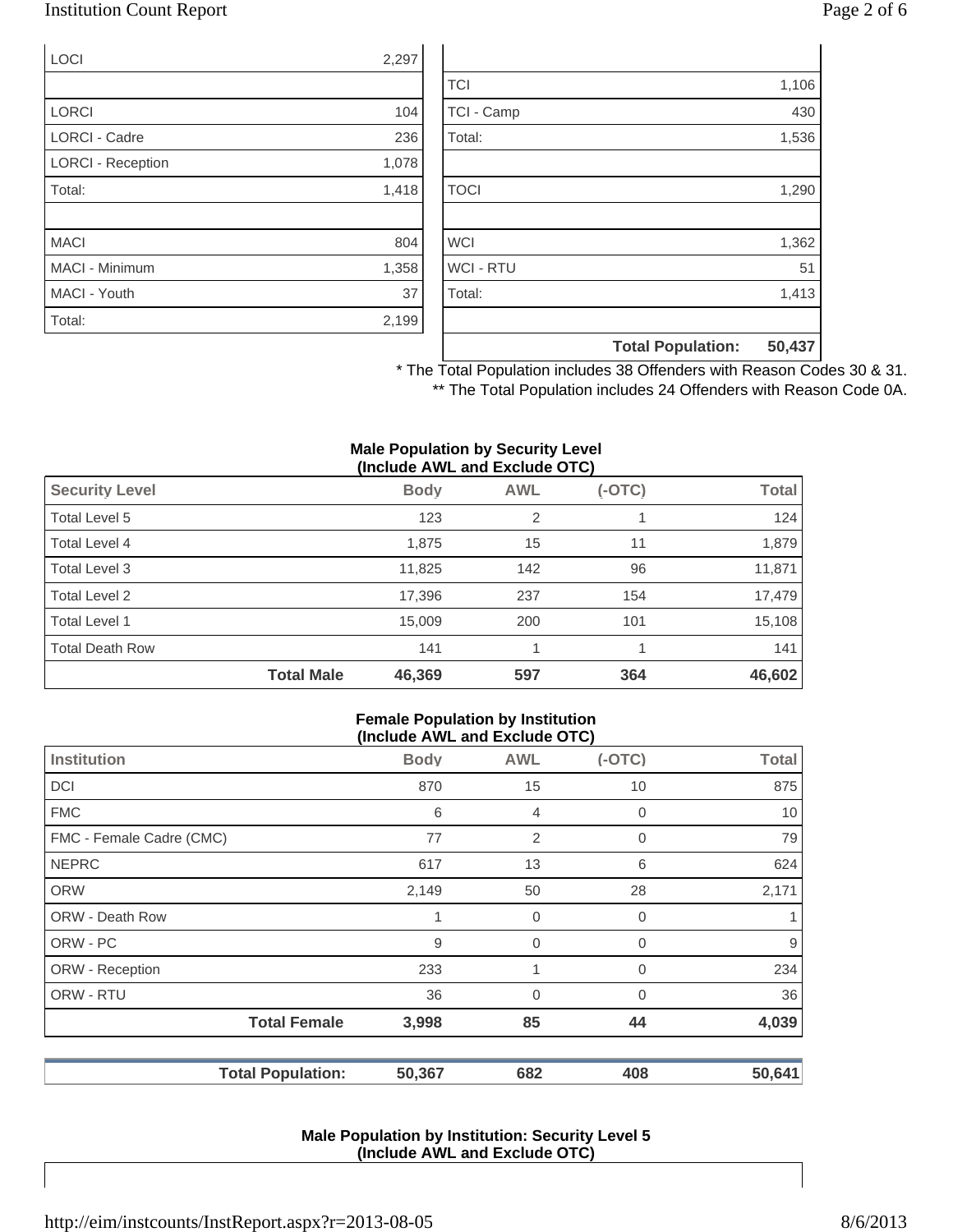| | |
|---|---|
| LOCI | 2,297 |
| | |
| LORCI | 104 |
| LORCI - Cadre | 236 |
| LORCI - Reception | 1,078 |
| Total: | 1,418 |
| | |
| MACI | 804 |
| MACI - Minimum | 1,358 |
| MACI - Youth | 37 |
| Total: | 2,199 |

| | |
|---|---|
| | |
| TCI | 1,106 |
| TCI - Camp | 430 |
| Total: | 1,536 |
| | |
| TOCI | 1,290 |
| | |
| WCI | 1,362 |
| WCI - RTU | 51 |
| Total: | 1,413 |
| | |
| **Total Population:** | **50,437** |

* The Total Population includes 38 Offenders with Reason Codes 30 & 31.
** The Total Population includes 24 Offenders with Reason Code 0A.

**Male Population by Security Level (Include AWL and Exclude OTC)**

| Security Level | | Body | AWL | (-OTC) | Total |
|---|---|---|---|---|---|
| Total Level 5 | | 123 | 2 | 1 | 124 |
| Total Level 4 | | 1,875 | 15 | 11 | 1,879 |
| Total Level 3 | | 11,825 | 142 | 96 | 11,871 |
| Total Level 2 | | 17,396 | 237 | 154 | 17,479 |
| Total Level 1 | | 15,009 | 200 | 101 | 15,108 |
| Total Death Row | | 141 | 1 | 1 | 141 |
| | **Total Male** | **46,369** | **597** | **364** | **46,602** |

**Female Population by Institution (Include AWL and Exclude OTC)**

| Institution | | Body | AWL | (-OTC) | Total |
|---|---|---|---|---|---|
| DCI | | 870 | 15 | 10 | 875 |
| FMC | | 6 | 4 | 0 | 10 |
| FMC - Female Cadre (CMC) | | 77 | 2 | 0 | 79 |
| NEPRC | | 617 | 13 | 6 | 624 |
| ORW | | 2,149 | 50 | 28 | 2,171 |
| ORW - Death Row | | 1 | 0 | 0 | 1 |
| ORW - PC | | 9 | 0 | 0 | 9 |
| ORW - Reception | | 233 | 1 | 0 | 234 |
| ORW - RTU | | 36 | 0 | 0 | 36 |
| | **Total Female** | **3,998** | **85** | **44** | **4,039** |
| | **Total Population:** | **50,367** | **682** | **408** | **50,641** |

**Male Population by Institution: Security Level 5 (Include AWL and Exclude OTC)**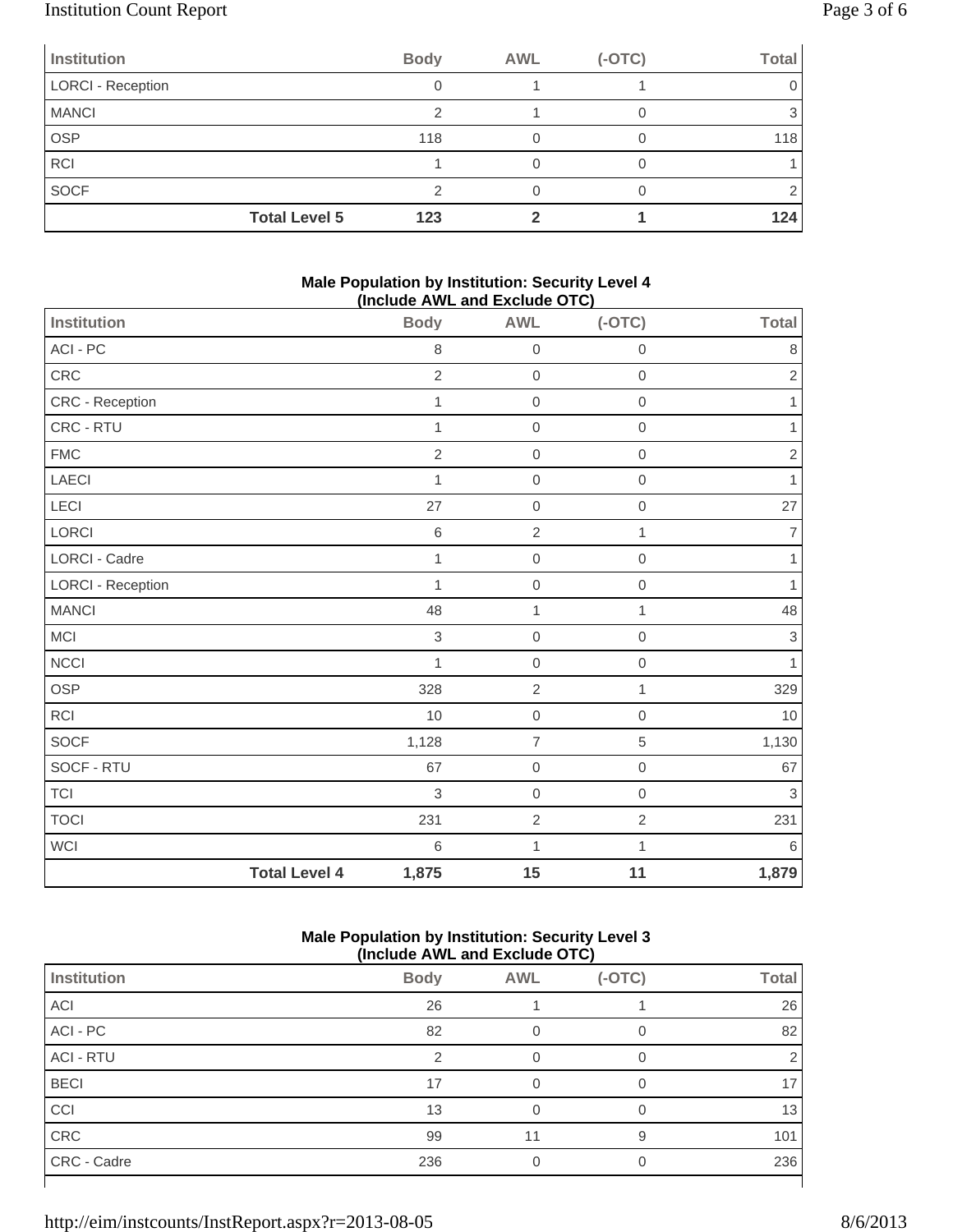| Institution | Body | AWL | (-OTC) | Total |
|---|---|---|---|---|
| LORCI - Reception | 0 | 1 | 1 | 0 |
| MANCI | 2 | 1 | 0 | 3 |
| OSP | 118 | 0 | 0 | 118 |
| RCI | 1 | 0 | 0 | 1 |
| SOCF | 2 | 0 | 0 | 2 |
| **Total Level 5** | **123** | **2** | **1** | **124** |

### Male Population by Institution: Security Level 4 (Include AWL and Exclude OTC)

| Institution | Body | AWL | (-OTC) | Total |
|---|---|---|---|---|
| ACI - PC | 8 | 0 | 0 | 8 |
| CRC | 2 | 0 | 0 | 2 |
| CRC - Reception | 1 | 0 | 0 | 1 |
| CRC - RTU | 1 | 0 | 0 | 1 |
| FMC | 2 | 0 | 0 | 2 |
| LAECI | 1 | 0 | 0 | 1 |
| LECI | 27 | 0 | 0 | 27 |
| LORCI | 6 | 2 | 1 | 7 |
| LORCI - Cadre | 1 | 0 | 0 | 1 |
| LORCI - Reception | 1 | 0 | 0 | 1 |
| MANCI | 48 | 1 | 1 | 48 |
| MCI | 3 | 0 | 0 | 3 |
| NCCI | 1 | 0 | 0 | 1 |
| OSP | 328 | 2 | 1 | 329 |
| RCI | 10 | 0 | 0 | 10 |
| SOCF | 1,128 | 7 | 5 | 1,130 |
| SOCF - RTU | 67 | 0 | 0 | 67 |
| TCI | 3 | 0 | 0 | 3 |
| TOCI | 231 | 2 | 2 | 231 |
| WCI | 6 | 1 | 1 | 6 |
| **Total Level 4** | **1,875** | **15** | **11** | **1,879** |

### Male Population by Institution: Security Level 3 (Include AWL and Exclude OTC)

| Institution | Body | AWL | (-OTC) | Total |
|---|---|---|---|---|
| ACI | 26 | 1 | 1 | 26 |
| ACI - PC | 82 | 0 | 0 | 82 |
| ACI - RTU | 2 | 0 | 0 | 2 |
| BECI | 17 | 0 | 0 | 17 |
| CCI | 13 | 0 | 0 | 13 |
| CRC | 99 | 11 | 9 | 101 |
| CRC - Cadre | 236 | 0 | 0 | 236 |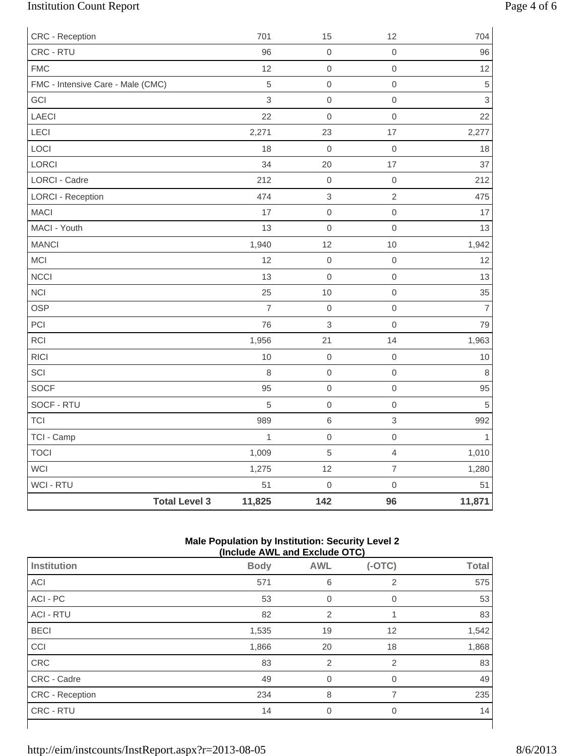| | | | | |
|---|---|---|---|---|
| CRC - Reception | 701 | 15 | 12 | 704 |
| CRC - RTU | 96 | 0 | 0 | 96 |
| FMC | 12 | 0 | 0 | 12 |
| FMC - Intensive Care - Male (CMC) | 5 | 0 | 0 | 5 |
| GCI | 3 | 0 | 0 | 3 |
| LAECI | 22 | 0 | 0 | 22 |
| LECI | 2,271 | 23 | 17 | 2,277 |
| LOCI | 18 | 0 | 0 | 18 |
| LORCI | 34 | 20 | 17 | 37 |
| LORCI - Cadre | 212 | 0 | 0 | 212 |
| LORCI - Reception | 474 | 3 | 2 | 475 |
| MACI | 17 | 0 | 0 | 17 |
| MACI - Youth | 13 | 0 | 0 | 13 |
| MANCI | 1,940 | 12 | 10 | 1,942 |
| MCI | 12 | 0 | 0 | 12 |
| NCCI | 13 | 0 | 0 | 13 |
| NCI | 25 | 10 | 0 | 35 |
| OSP | 7 | 0 | 0 | 7 |
| PCI | 76 | 3 | 0 | 79 |
| RCI | 1,956 | 21 | 14 | 1,963 |
| RICI | 10 | 0 | 0 | 10 |
| SCI | 8 | 0 | 0 | 8 |
| SOCF | 95 | 0 | 0 | 95 |
| SOCF - RTU | 5 | 0 | 0 | 5 |
| TCI | 989 | 6 | 3 | 992 |
| TCI - Camp | 1 | 0 | 0 | 1 |
| TOCI | 1,009 | 5 | 4 | 1,010 |
| WCI | 1,275 | 12 | 7 | 1,280 |
| WCI - RTU | 51 | 0 | 0 | 51 |
| **Total Level 3** | **11,825** | **142** | **96** | **11,871** |

**Male Population by Institution: Security Level 2**
**(Include AWL and Exclude OTC)**

| Institution | Body | AWL | (-OTC) | Total |
|---|---|---|---|---|
| ACI | 571 | 6 | 2 | 575 |
| ACI - PC | 53 | 0 | 0 | 53 |
| ACI - RTU | 82 | 2 | 1 | 83 |
| BECI | 1,535 | 19 | 12 | 1,542 |
| CCI | 1,866 | 20 | 18 | 1,868 |
| CRC | 83 | 2 | 2 | 83 |
| CRC - Cadre | 49 | 0 | 0 | 49 |
| CRC - Reception | 234 | 8 | 7 | 235 |
| CRC - RTU | 14 | 0 | 0 | 14 |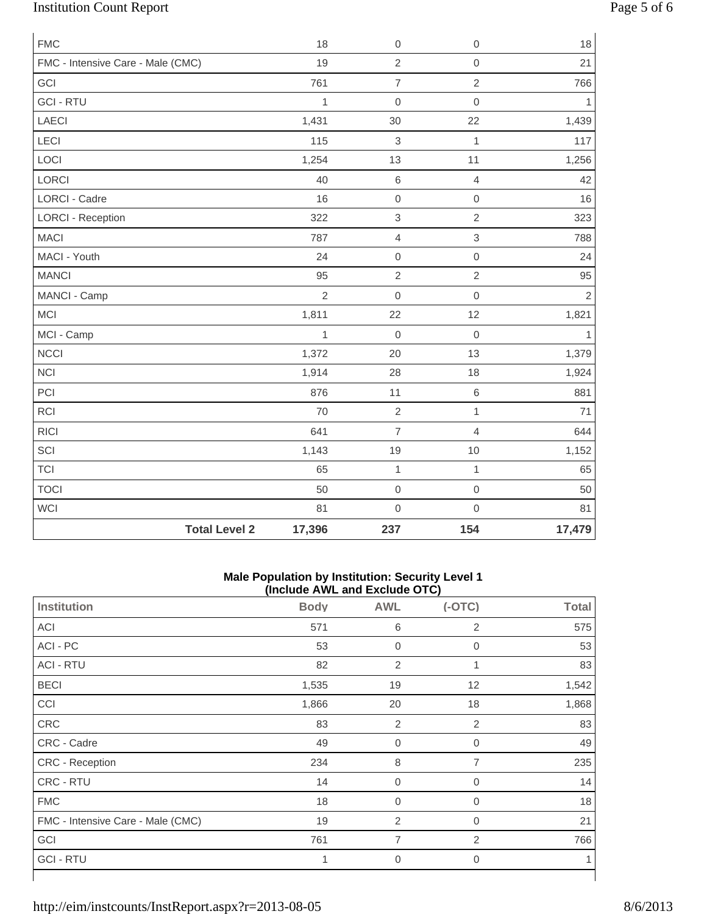| | Body | AWL | (-OTC) | Total |
|---|---|---|---|---|
| FMC | 18 | 0 | 0 | 18 |
| FMC - Intensive Care - Male (CMC) | 19 | 2 | 0 | 21 |
| GCI | 761 | 7 | 2 | 766 |
| GCI - RTU | 1 | 0 | 0 | 1 |
| LAECI | 1,431 | 30 | 22 | 1,439 |
| LECI | 115 | 3 | 1 | 117 |
| LOCI | 1,254 | 13 | 11 | 1,256 |
| LORCI | 40 | 6 | 4 | 42 |
| LORCI - Cadre | 16 | 0 | 0 | 16 |
| LORCI - Reception | 322 | 3 | 2 | 323 |
| MACI | 787 | 4 | 3 | 788 |
| MACI - Youth | 24 | 0 | 0 | 24 |
| MANCI | 95 | 2 | 2 | 95 |
| MANCI - Camp | 2 | 0 | 0 | 2 |
| MCI | 1,811 | 22 | 12 | 1,821 |
| MCI - Camp | 1 | 0 | 0 | 1 |
| NCCI | 1,372 | 20 | 13 | 1,379 |
| NCI | 1,914 | 28 | 18 | 1,924 |
| PCI | 876 | 11 | 6 | 881 |
| RCI | 70 | 2 | 1 | 71 |
| RICI | 641 | 7 | 4 | 644 |
| SCI | 1,143 | 19 | 10 | 1,152 |
| TCI | 65 | 1 | 1 | 65 |
| TOCI | 50 | 0 | 0 | 50 |
| WCI | 81 | 0 | 0 | 81 |
| **Total Level 2** | **17,396** | **237** | **154** | **17,479** |

**Male Population by Institution: Security Level 1**
**(Include AWL and Exclude OTC)**

| Institution | Body | AWL | (-OTC) | Total |
|---|---|---|---|---|
| ACI | 571 | 6 | 2 | 575 |
| ACI - PC | 53 | 0 | 0 | 53 |
| ACI - RTU | 82 | 2 | 1 | 83 |
| BECI | 1,535 | 19 | 12 | 1,542 |
| CCI | 1,866 | 20 | 18 | 1,868 |
| CRC | 83 | 2 | 2 | 83 |
| CRC - Cadre | 49 | 0 | 0 | 49 |
| CRC - Reception | 234 | 8 | 7 | 235 |
| CRC - RTU | 14 | 0 | 0 | 14 |
| FMC | 18 | 0 | 0 | 18 |
| FMC - Intensive Care - Male (CMC) | 19 | 2 | 0 | 21 |
| GCI | 761 | 7 | 2 | 766 |
| GCI - RTU | 1 | 0 | 0 | 1 |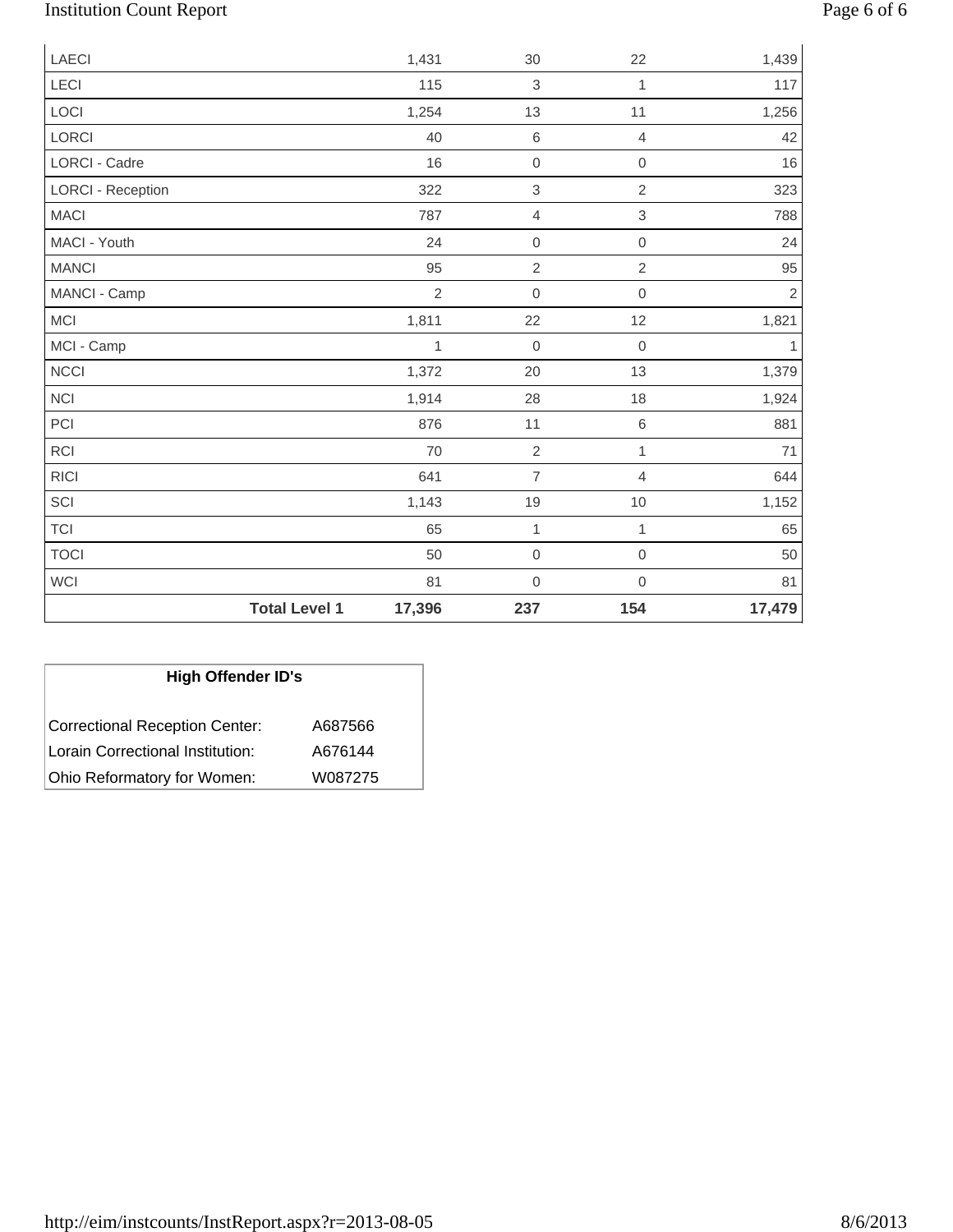| | | | | |
|---|---|---|---|---|
| LAECI | 1,431 | 30 | 22 | 1,439 |
| LECI | 115 | 3 | 1 | 117 |
| LOCI | 1,254 | 13 | 11 | 1,256 |
| LORCI | 40 | 6 | 4 | 42 |
| LORCI - Cadre | 16 | 0 | 0 | 16 |
| LORCI - Reception | 322 | 3 | 2 | 323 |
| MACI | 787 | 4 | 3 | 788 |
| MACI - Youth | 24 | 0 | 0 | 24 |
| MANCI | 95 | 2 | 2 | 95 |
| MANCI - Camp | 2 | 0 | 0 | 2 |
| MCI | 1,811 | 22 | 12 | 1,821 |
| MCI - Camp | 1 | 0 | 0 | 1 |
| NCCI | 1,372 | 20 | 13 | 1,379 |
| NCI | 1,914 | 28 | 18 | 1,924 |
| PCI | 876 | 11 | 6 | 881 |
| RCI | 70 | 2 | 1 | 71 |
| RICI | 641 | 7 | 4 | 644 |
| SCI | 1,143 | 19 | 10 | 1,152 |
| TCI | 65 | 1 | 1 | 65 |
| TOCI | 50 | 0 | 0 | 50 |
| WCI | 81 | 0 | 0 | 81 |
| **Total Level 1** | **17,396** | **237** | **154** | **17,479** |

| High Offender ID's | |
|---|---|
| Correctional Reception Center: | A687566 |
| Lorain Correctional Institution: | A676144 |
| Ohio Reformatory for Women: | W087275 |